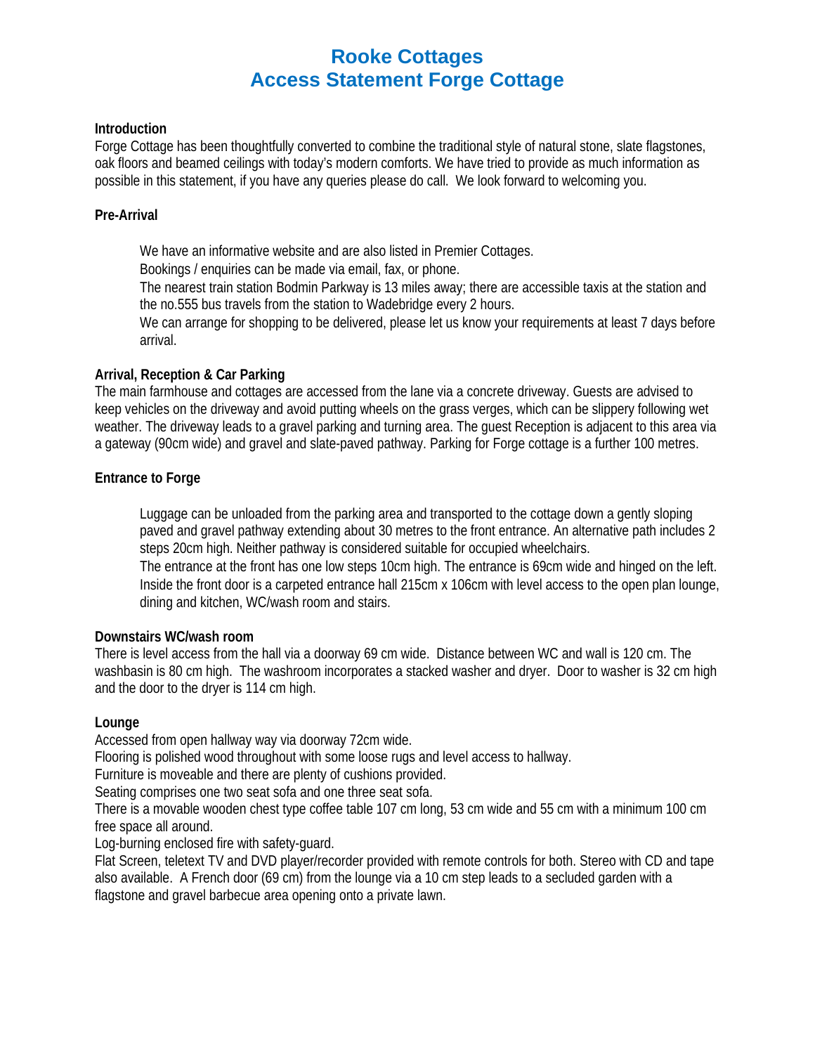# Rooke Cottages
# Access Statement Forge Cottage

**Introduction**

Forge Cottage has been thoughtfully converted to combine the traditional style of natural stone, slate flagstones, oak floors and beamed ceilings with today's modern comforts. We have tried to provide as much information as possible in this statement, if you have any queries please do call. We look forward to welcoming you.

**Pre-Arrival**

We have an informative website and are also listed in Premier Cottages.

Bookings / enquiries can be made via email, fax, or phone.

The nearest train station Bodmin Parkway is 13 miles away; there are accessible taxis at the station and the no.555 bus travels from the station to Wadebridge every 2 hours.

We can arrange for shopping to be delivered, please let us know your requirements at least 7 days before arrival.

**Arrival, Reception & Car Parking**

The main farmhouse and cottages are accessed from the lane via a concrete driveway. Guests are advised to keep vehicles on the driveway and avoid putting wheels on the grass verges, which can be slippery following wet weather. The driveway leads to a gravel parking and turning area. The guest Reception is adjacent to this area via a gateway (90cm wide) and gravel and slate-paved pathway. Parking for Forge cottage is a further 100 metres.

**Entrance to Forge**

Luggage can be unloaded from the parking area and transported to the cottage down a gently sloping paved and gravel pathway extending about 30 metres to the front entrance. An alternative path includes 2 steps 20cm high. Neither pathway is considered suitable for occupied wheelchairs.

The entrance at the front has one low steps 10cm high. The entrance is 69cm wide and hinged on the left. Inside the front door is a carpeted entrance hall 215cm x 106cm with level access to the open plan lounge, dining and kitchen, WC/wash room and stairs.

**Downstairs WC/wash room**

There is level access from the hall via a doorway 69 cm wide. Distance between WC and wall is 120 cm. The washbasin is 80 cm high. The washroom incorporates a stacked washer and dryer. Door to washer is 32 cm high and the door to the dryer is 114 cm high.

**Lounge**

Accessed from open hallway way via doorway 72cm wide.

Flooring is polished wood throughout with some loose rugs and level access to hallway.

Furniture is moveable and there are plenty of cushions provided.

Seating comprises one two seat sofa and one three seat sofa.

There is a movable wooden chest type coffee table 107 cm long, 53 cm wide and 55 cm with a minimum 100 cm free space all around.

Log-burning enclosed fire with safety-guard.

Flat Screen, teletext TV and DVD player/recorder provided with remote controls for both. Stereo with CD and tape also available. A French door (69 cm) from the lounge via a 10 cm step leads to a secluded garden with a flagstone and gravel barbecue area opening onto a private lawn.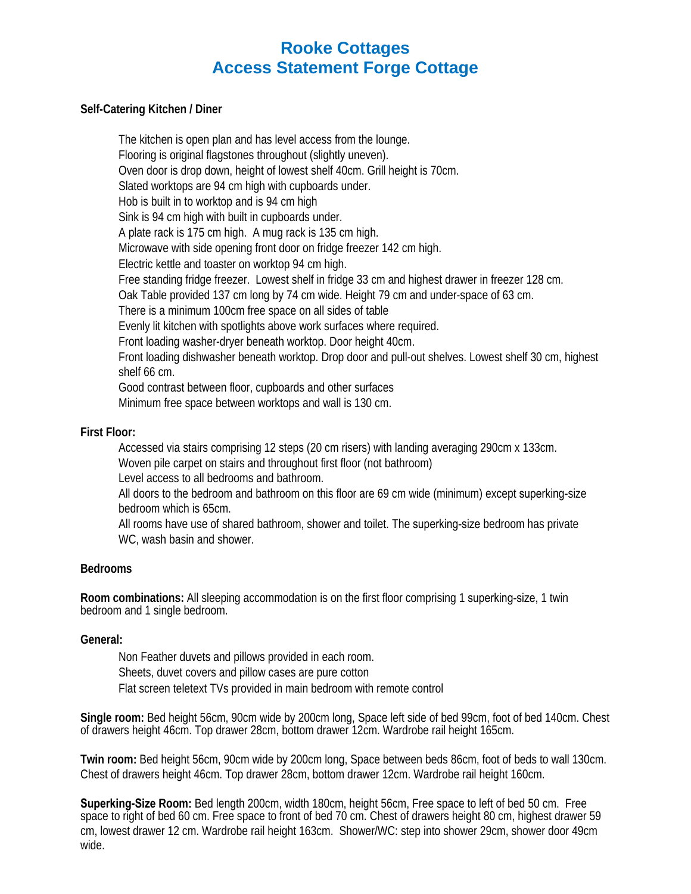# Rooke Cottages
# Access Statement Forge Cottage

**Self-Catering Kitchen / Diner**

The kitchen is open plan and has level access from the lounge.
Flooring is original flagstones throughout (slightly uneven).
Oven door is drop down, height of lowest shelf 40cm. Grill height is 70cm.
Slated worktops are 94 cm high with cupboards under.
Hob is built in to worktop and is 94 cm high
Sink is 94 cm high with built in cupboards under.
A plate rack is 175 cm high. A mug rack is 135 cm high.
Microwave with side opening front door on fridge freezer 142 cm high.
Electric kettle and toaster on worktop 94 cm high.
Free standing fridge freezer. Lowest shelf in fridge 33 cm and highest drawer in freezer 128 cm.
Oak Table provided 137 cm long by 74 cm wide. Height 79 cm and under-space of 63 cm.
There is a minimum 100cm free space on all sides of table
Evenly lit kitchen with spotlights above work surfaces where required.
Front loading washer-dryer beneath worktop. Door height 40cm.
Front loading dishwasher beneath worktop. Drop door and pull-out shelves. Lowest shelf 30 cm, highest shelf 66 cm.
Good contrast between floor, cupboards and other surfaces
Minimum free space between worktops and wall is 130 cm.

**First Floor:**

Accessed via stairs comprising 12 steps (20 cm risers) with landing averaging 290cm x 133cm.
Woven pile carpet on stairs and throughout first floor (not bathroom)
Level access to all bedrooms and bathroom.
All doors to the bedroom and bathroom on this floor are 69 cm wide (minimum) except superking-size bedroom which is 65cm.
All rooms have use of shared bathroom, shower and toilet. The superking-size bedroom has private WC, wash basin and shower.

**Bedrooms**

**Room combinations:** All sleeping accommodation is on the first floor comprising 1 superking-size, 1 twin bedroom and 1 single bedroom.

**General:**

Non Feather duvets and pillows provided in each room.
Sheets, duvet covers and pillow cases are pure cotton
Flat screen teletext TVs provided in main bedroom with remote control

**Single room:** Bed height 56cm, 90cm wide by 200cm long, Space left side of bed 99cm, foot of bed 140cm. Chest of drawers height 46cm. Top drawer 28cm, bottom drawer 12cm. Wardrobe rail height 165cm.

**Twin room:** Bed height 56cm, 90cm wide by 200cm long, Space between beds 86cm, foot of beds to wall 130cm. Chest of drawers height 46cm. Top drawer 28cm, bottom drawer 12cm. Wardrobe rail height 160cm.

**Superking-Size Room:** Bed length 200cm, width 180cm, height 56cm, Free space to left of bed 50 cm. Free space to right of bed 60 cm. Free space to front of bed 70 cm. Chest of drawers height 80 cm, highest drawer 59 cm, lowest drawer 12 cm. Wardrobe rail height 163cm. Shower/WC: step into shower 29cm, shower door 49cm wide.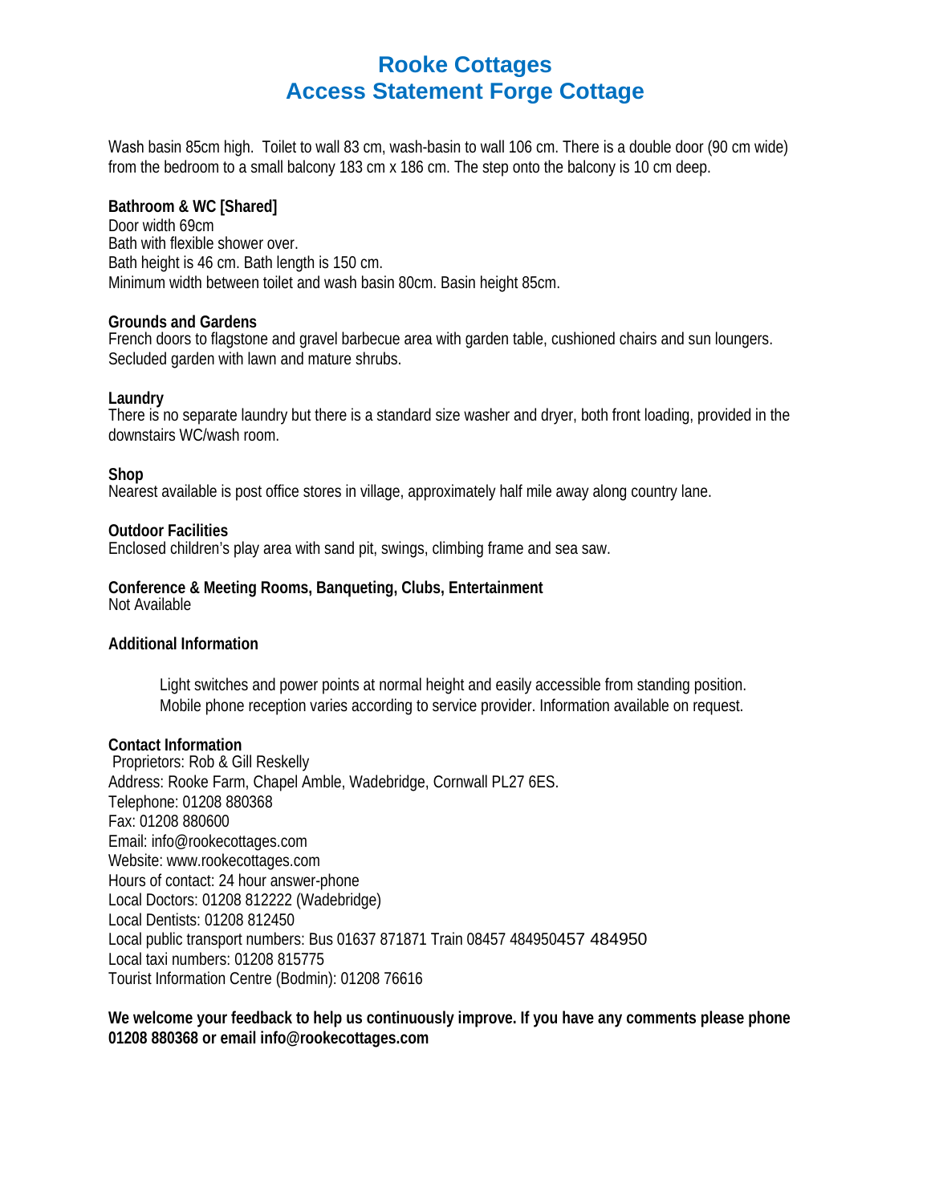# Rooke Cottages
# Access Statement Forge Cottage

Wash basin 85cm high. Toilet to wall 83 cm, wash-basin to wall 106 cm. There is a double door (90 cm wide) from the bedroom to a small balcony 183 cm x 186 cm. The step onto the balcony is 10 cm deep.

**Bathroom & WC [Shared]**
Door width 69cm
Bath with flexible shower over.
Bath height is 46 cm. Bath length is 150 cm.
Minimum width between toilet and wash basin 80cm. Basin height 85cm.

**Grounds and Gardens**
French doors to flagstone and gravel barbecue area with garden table, cushioned chairs and sun loungers. Secluded garden with lawn and mature shrubs.

**Laundry**
There is no separate laundry but there is a standard size washer and dryer, both front loading, provided in the downstairs WC/wash room.

**Shop**
Nearest available is post office stores in village, approximately half mile away along country lane.

**Outdoor Facilities**
Enclosed children's play area with sand pit, swings, climbing frame and sea saw.

**Conference & Meeting Rooms, Banqueting, Clubs, Entertainment**
Not Available

**Additional Information**

Light switches and power points at normal height and easily accessible from standing position.
Mobile phone reception varies according to service provider. Information available on request.

**Contact Information**
Proprietors: Rob & Gill Reskelly
Address: Rooke Farm, Chapel Amble, Wadebridge, Cornwall PL27 6ES.
Telephone: 01208 880368
Fax: 01208 880600
Email: info@rookecottages.com
Website: www.rookecottages.com
Hours of contact: 24 hour answer-phone
Local Doctors: 01208 812222 (Wadebridge)
Local Dentists: 01208 812450
Local public transport numbers: Bus 01637 871871 Train 08457 484950457 484950
Local taxi numbers: 01208 815775
Tourist Information Centre (Bodmin): 01208 76616

**We welcome your feedback to help us continuously improve. If you have any comments please phone 01208 880368 or email info@rookecottages.com**